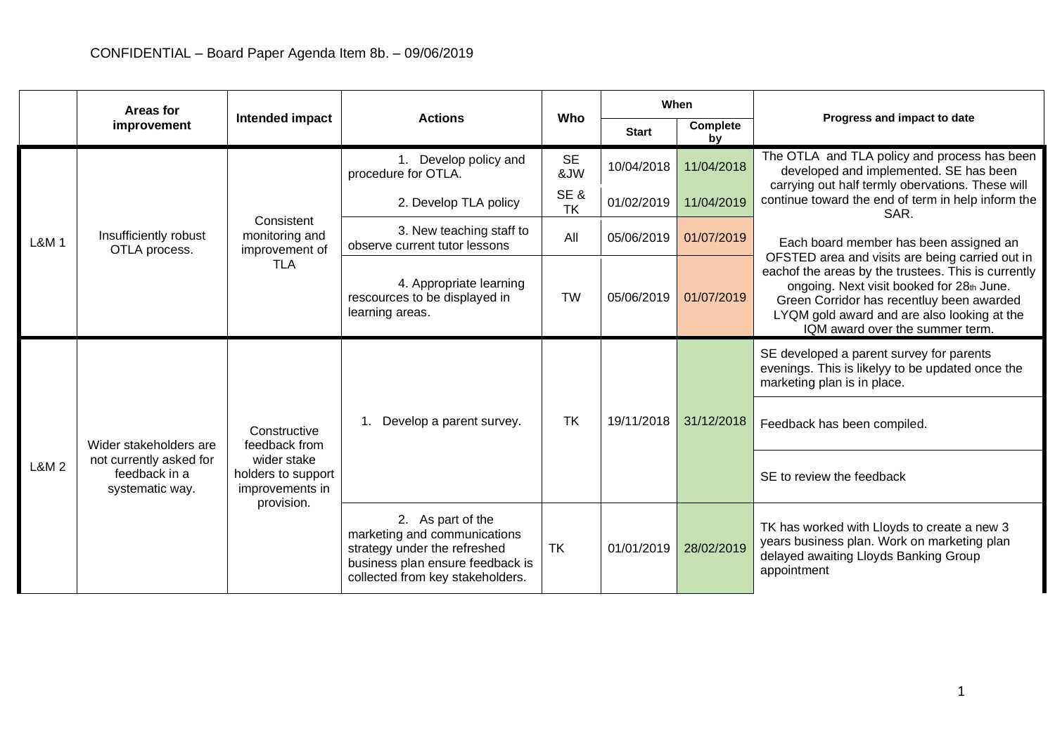CONFIDENTIAL – Board Paper Agenda Item 8b. – 09/06/2019

| | Areas for improvement | Intended impact | Actions | Who | When | | Progress and impact to date |
|---|---|---|---|---|---|---|---|
| | | | | | Start | Complete by | |
| L&M 1 | Insufficiently robust OTLA process. | Consistent monitoring and improvement of TLA | 1. Develop policy and procedure for OTLA. | SE &JW | 10/04/2018 | 11/04/2018 | The OTLA and TLA policy and process has been developed and implemented. SE has been carrying out half termly obervations. These will continue toward the end of term in help inform the SAR.<br><br>Each board member has been assigned an OFSTED area and visits are being carried out in eachof the areas by the trustees. This is currently ongoing. Next visit booked for 28th June. Green Corridor has recentluy been awarded LYQM gold award and are also looking at the IQM award over the summer term. |
| | | | 2. Develop TLA policy | SE & TK | 01/02/2019 | 11/04/2019 | |
| | | | 3. New teaching staff to observe current tutor lessons | All | 05/06/2019 | 01/07/2019 | |
| | | | 4. Appropriate learning rescources to be displayed in learning areas. | TW | 05/06/2019 | 01/07/2019 | |
| L&M 2 | Wider stakeholders are not currently asked for feedback in a systematic way. | Constructive feedback from wider stake holders to support improvements in provision. | 1. Develop a parent survey. | TK | 19/11/2018 | 31/12/2018 | SE developed a parent survey for parents evenings. This is likelyy to be updated once the marketing plan is in place. |
| | | | | | | | Feedback has been compiled. |
| | | | | | | | SE to review the feedback |
| | | | 2. As part of the marketing and communications strategy under the refreshed business plan ensure feedback is collected from key stakeholders. | TK | 01/01/2019 | 28/02/2019 | TK has worked with Lloyds to create a new 3 years business plan. Work on marketing plan delayed awaiting Lloyds Banking Group appointment |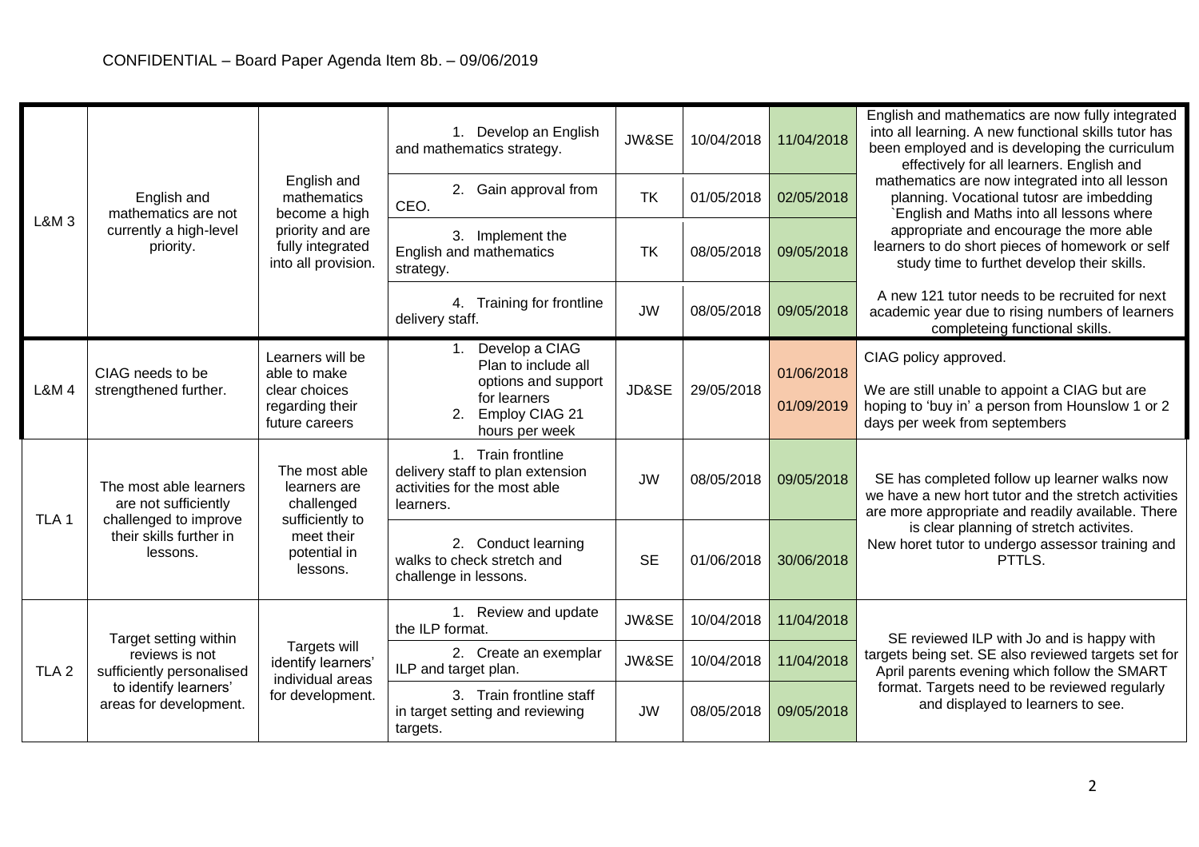| L&M 3 | English and mathematics are not currently a high-level priority. | English and mathematics become a high priority and are fully integrated into all provision. | 1. Develop an English and mathematics strategy. | JW&SE | 10/04/2018 | 11/04/2018 | English and mathematics are now fully integrated into all learning. A new functional skills tutor has been employed and is developing the curriculum effectively for all learners. English and mathematics are now integrated into all lesson planning. Vocational tutosr are imbedding `English and Maths into all lessons where appropriate and encourage the more able learners to do short pieces of homework or self study time to furthet develop their skills. A new 121 tutor needs to be recruited for next academic year due to rising numbers of learners completeing functional skills. |
|---|---|---|---|---|---|---|---|
| | | | 2. Gain approval from CEO. | TK | 01/05/2018 | 02/05/2018 | |
| | | | 3. Implement the English and mathematics strategy. | TK | 08/05/2018 | 09/05/2018 | |
| | | | 4. Training for frontline delivery staff. | JW | 08/05/2018 | 09/05/2018 | |
| L&M 4 | CIAG needs to be strengthened further. | Learners will be able to make clear choices regarding their future careers | 1. Develop a CIAG Plan to include all options and support for learners 2. Employ CIAG 21 hours per week | JD&SE | 29/05/2018 | 01/06/2018 01/09/2019 | CIAG policy approved. We are still unable to appoint a CIAG but are hoping to 'buy in' a person from Hounslow 1 or 2 days per week from septembers |
| TLA 1 | The most able learners are not sufficiently challenged to improve their skills further in lessons. | The most able learners are challenged sufficiently to meet their potential in lessons. | 1. Train frontline delivery staff to plan extension activities for the most able learners. | JW | 08/05/2018 | 09/05/2018 | SE has completed follow up learner walks now we have a new hort tutor and the stretch activities are more appropriate and readily available. There is clear planning of stretch activites. New horet tutor to undergo assessor training and PTTLS. |
| | | | 2. Conduct learning walks to check stretch and challenge in lessons. | SE | 01/06/2018 | 30/06/2018 | |
| TLA 2 | Target setting within reviews is not sufficiently personalised to identify learners' areas for development. | Targets will identify learners' individual areas for development. | 1. Review and update the ILP format. | JW&SE | 10/04/2018 | 11/04/2018 | SE reviewed ILP with Jo and is happy with targets being set. SE also reviewed targets set for April parents evening which follow the SMART format. Targets need to be reviewed regularly and displayed to learners to see. |
| | | | 2. Create an exemplar ILP and target plan. | JW&SE | 10/04/2018 | 11/04/2018 | |
| | | | 3. Train frontline staff in target setting and reviewing targets. | JW | 08/05/2018 | 09/05/2018 | |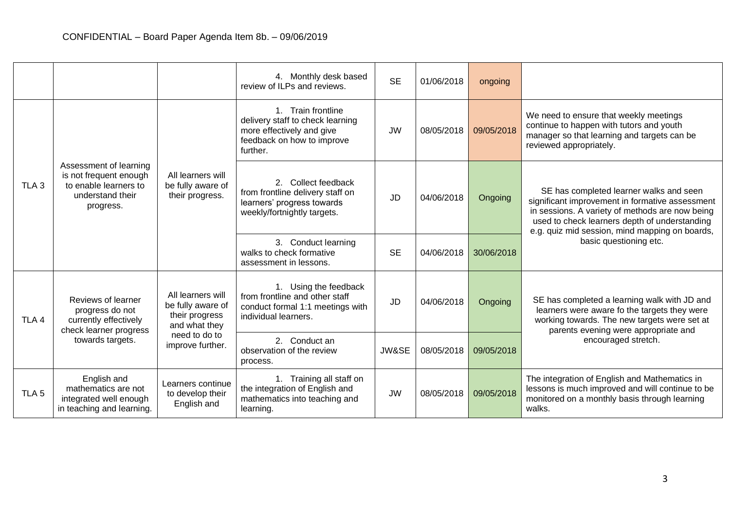CONFIDENTIAL – Board Paper Agenda Item 8b. – 09/06/2019

| | | | | | | | |
|---|---|---|---|---|---|---|---|
| | | | 4. Monthly desk based review of ILPs and reviews. | SE | 01/06/2018 | ongoing | |
| TLA 3 | Assessment of learning is not frequent enough to enable learners to understand their progress. | All learners will be fully aware of their progress. | 1. Train frontline delivery staff to check learning more effectively and give feedback on how to improve further. | JW | 08/05/2018 | 09/05/2018 | We need to ensure that weekly meetings continue to happen with tutors and youth manager so that learning and targets can be reviewed appropriately. |
| | | | 2. Collect feedback from frontline delivery staff on learners' progress towards weekly/fortnightly targets. | JD | 04/06/2018 | Ongoing | SE has completed learner walks and seen significant improvement in formative assessment in sessions. A variety of methods are now being used to check learners depth of understanding e.g. quiz mid session, mind mapping on boards, basic questioning etc. |
| | | | 3. Conduct learning walks to check formative assessment in lessons. | SE | 04/06/2018 | 30/06/2018 | |
| TLA 4 | Reviews of learner progress do not currently effectively check learner progress towards targets. | All learners will be fully aware of their progress and what they need to do to improve further. | 1. Using the feedback from frontline and other staff conduct formal 1:1 meetings with individual learners. | JD | 04/06/2018 | Ongoing | SE has completed a learning walk with JD and learners were aware fo the targets they were working towards. The new targets were set at parents evening were appropriate and encouraged stretch. |
| | | | 2. Conduct an observation of the review process. | JW&SE | 08/05/2018 | 09/05/2018 | |
| TLA 5 | English and mathematics are not integrated well enough in teaching and learning. | Learners continue to develop their English and | 1. Training all staff on the integration of English and mathematics into teaching and learning. | JW | 08/05/2018 | 09/05/2018 | The integration of English and Mathematics in lessons is much improved and will continue to be monitored on a monthly basis through learning walks. |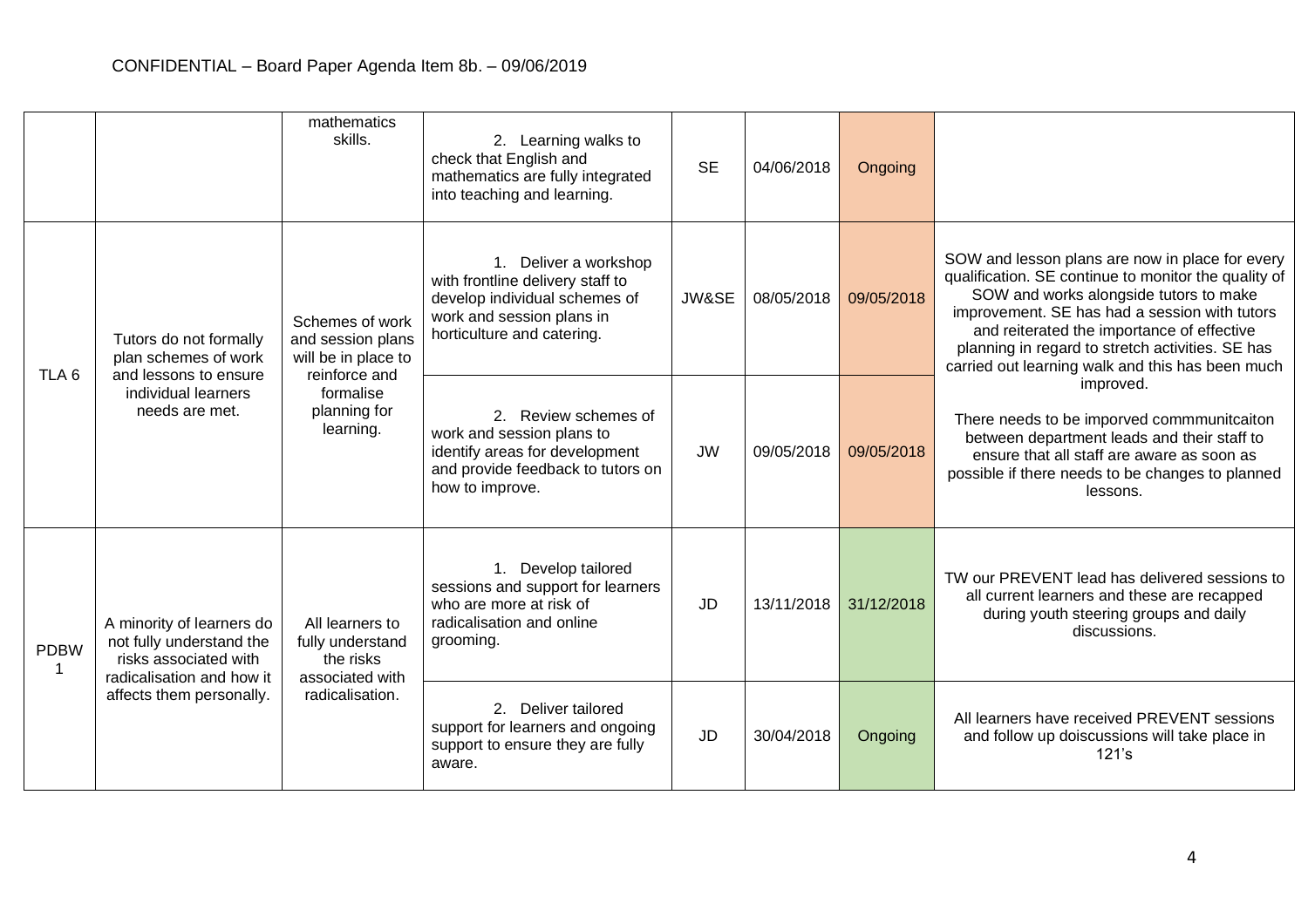CONFIDENTIAL – Board Paper Agenda Item 8b. – 09/06/2019

| | | | | | | | |
|---|---|---|---|---|---|---|---|
| | | mathematics skills. | 2. Learning walks to check that English and mathematics are fully integrated into teaching and learning. | SE | 04/06/2018 | Ongoing | |
| TLA 6 | Tutors do not formally plan schemes of work and lessons to ensure individual learners needs are met. | Schemes of work and session plans will be in place to reinforce and formalise planning for learning. | 1. Deliver a workshop with frontline delivery staff to develop individual schemes of work and session plans in horticulture and catering. | JW&SE | 08/05/2018 | 09/05/2018 | SOW and lesson plans are now in place for every qualification. SE continue to monitor the quality of SOW and works alongside tutors to make improvement. SE has had a session with tutors and reiterated the importance of effective planning in regard to stretch activities. SE has carried out learning walk and this has been much improved.<br><br>There needs to be imporved commmunitcaiton between department leads and their staff to ensure that all staff are aware as soon as possible if there needs to be changes to planned lessons. |
| | | | 2. Review schemes of work and session plans to identify areas for development and provide feedback to tutors on how to improve. | JW | 09/05/2018 | 09/05/2018 | |
| PDBW 1 | A minority of learners do not fully understand the risks associated with radicalisation and how it affects them personally. | All learners to fully understand the risks associated with radicalisation. | 1. Develop tailored sessions and support for learners who are more at risk of radicalisation and online grooming. | JD | 13/11/2018 | 31/12/2018 | TW our PREVENT lead has delivered sessions to all current learners and these are recapped during youth steering groups and daily discussions. |
| | | | 2. Deliver tailored support for learners and ongoing support to ensure they are fully aware. | JD | 30/04/2018 | Ongoing | All learners have received PREVENT sessions and follow up doiscussions will take place in 121's |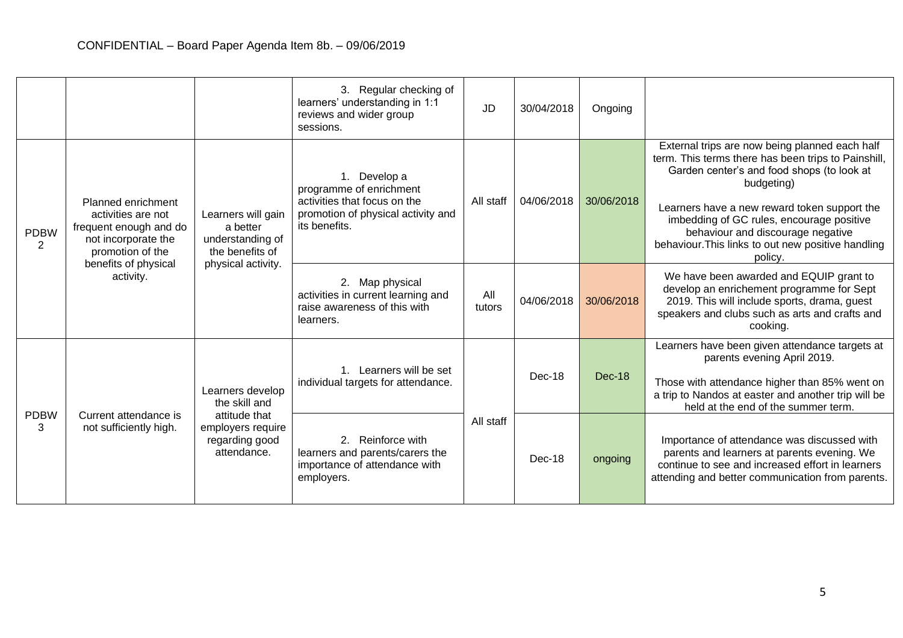CONFIDENTIAL – Board Paper Agenda Item 8b. – 09/06/2019

| | | | | | | | |
|---|---|---|---|---|---|---|---|
| | | | 3. Regular checking of learners' understanding in 1:1 reviews and wider group sessions. | JD | 30/04/2018 | Ongoing | |
| PDBW 2 | Planned enrichment activities are not frequent enough and do not incorporate the promotion of the benefits of physical activity. | Learners will gain a better understanding of the benefits of physical activity. | 1. Develop a programme of enrichment activities that focus on the promotion of physical activity and its benefits. | All staff | 04/06/2018 | 30/06/2018 | External trips are now being planned each half term. This terms there has been trips to Painshill, Garden center's and food shops (to look at budgeting)<br><br>Learners have a new reward token support the imbedding of GC rules, encourage positive behaviour and discourage negative behaviour.This links to out new positive handling policy. |
| | | | 2. Map physical activities in current learning and raise awareness of this with learners. | All tutors | 04/06/2018 | 30/06/2018 | We have been awarded and EQUIP grant to develop an enrichement programme for Sept 2019. This will include sports, drama, guest speakers and clubs such as arts and crafts and cooking. |
| PDBW 3 | Current attendance is not sufficiently high. | Learners develop the skill and attitude that employers require regarding good attendance. | 1. Learners will be set individual targets for attendance. | All staff | Dec-18 | Dec-18 | Learners have been given attendance targets at parents evening April 2019.<br><br>Those with attendance higher than 85% went on a trip to Nandos at easter and another trip will be held at the end of the summer term. |
| | | | 2. Reinforce with learners and parents/carers the importance of attendance with employers. | | Dec-18 | ongoing | Importance of attendance was discussed with parents and learners at parents evening. We continue to see and increased effort in learners attending and better communication from parents. |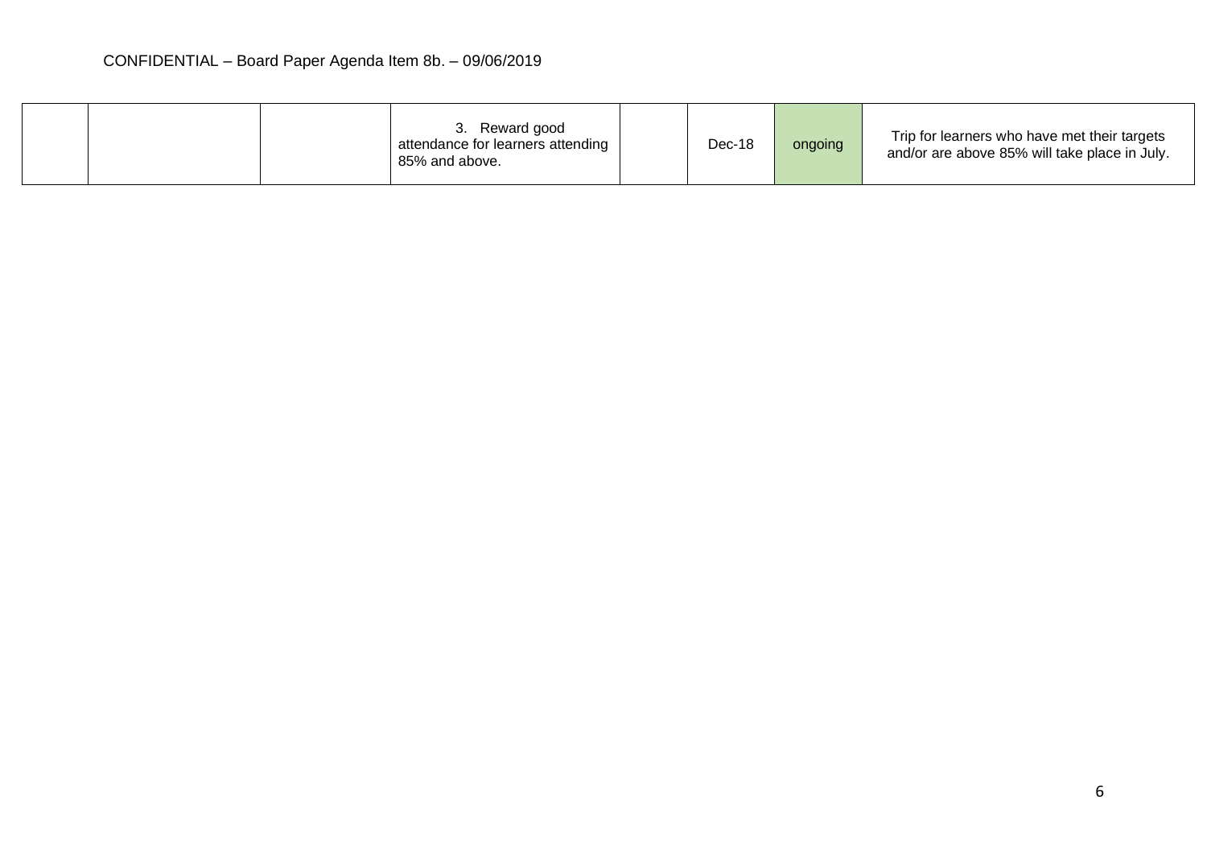| | | | | | | | |
|---|---|---|---|---|---|---|---|
| | | | 3. Reward good attendance for learners attending 85% and above. | | Dec-18 | ongoing | Trip for learners who have met their targets and/or are above 85% will take place in July. |